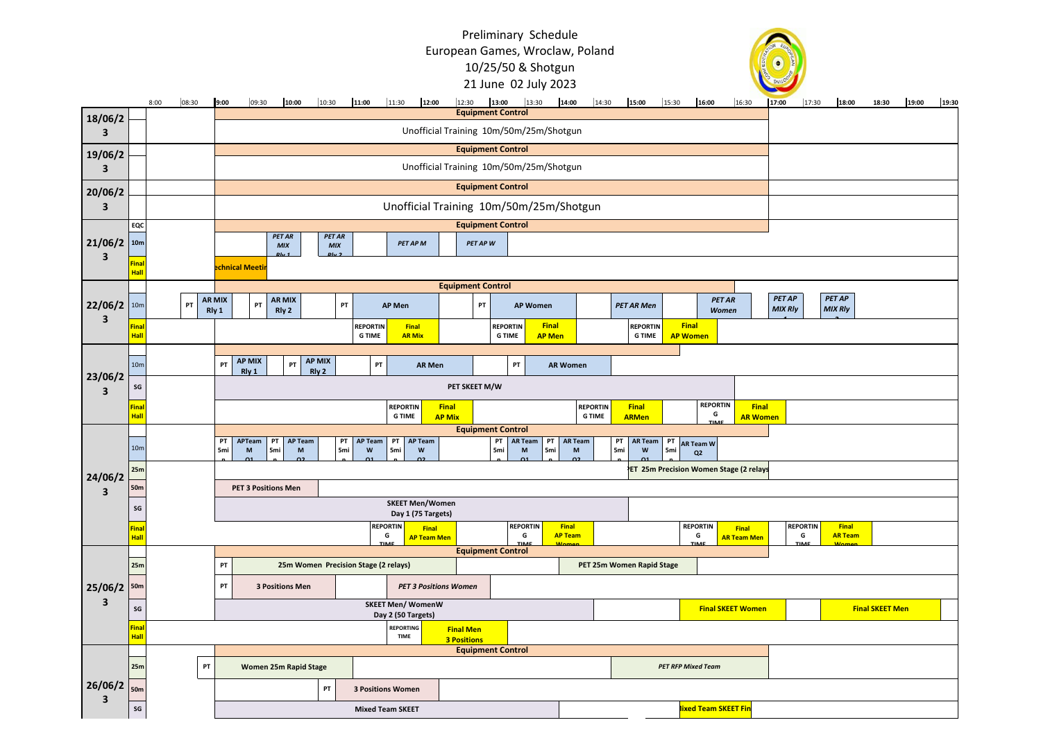# Preliminary Schedule
## European Games, Wroclaw, Poland
## 10/25/50 & Shotgun
## 21 June 02 July 2023

| Date | Venue | 8:00 | 08:30 | 9:00 | 09:30 | 10:00 | 10:30 | 11:00 | 11:30 | 12:00 | 12:30 | 13:00 | 13:30 | 14:00 | 14:30 | 15:00 | 15:30 | 16:00 | 16:30 | 17:00 | 17:30 | 18:00 | 18:30 | 19:00 | 19:30 |
|---|---|---|---|---|---|---|---|---|---|---|---|---|---|---|---|---|---|---|---|---|---|---|---|---|---|
| 18/06/23 | | | | Equipment Control | | | | | | | | | | | | | | | | | | | | | |
| | | | | Unofficial Training 10m/50m/25m/Shotgun | | | | | | | | | | | | | | | | | | | | | |
| 19/06/23 | | | | Equipment Control | | | | | | | | | | | | | | | | | | | | | |
| | | | | Unofficial Training 10m/50m/25m/Shotgun | | | | | | | | | | | | | | | | | | | | | |
| 20/06/23 | | | | Equipment Control | | | | | | | | | | | | | | | | | | | | | |
| | | | | Unofficial Training 10m/50m/25m/Shotgun | | | | | | | | | | | | | | | | | | | | | |
| 21/06/23 | EQC | | | Equipment Control | | | | | | | | | | | | | | | | | | | | | |
| | 10m | | | | | PET AR MIX Rly 1 | | PET AR MIX Rly 2 | | PET AP M | | PET AP W | | | | | | | | | | | | | |
| | Final Hall | | | Technical Meeting | | | | | | | | | | | | | | | | | | | | | |
| 22/06/23 | | | | Equipment Control | | | | | | | | | | | | | | | | | | | | | |
| | 10m | | PT | AR MIX Rly 1 | PT | AR MIX Rly 2 | PT | AP Men | | | PT | AP Women | | | | PET AR Men | | PET AR Women | | PET AP MIX Rly 1 | | PET AP MIX Rly 2 | | | |
| | Final Hall | | | | | | | REPORTING TIME | Final AR Mix | | | REPORTING TIME | Final AP Men | | | REPORTING TIME | Final AP Women | | | | | | | | |
| 23/06/23 | 10m | | | PT | AP MIX Rly 1 | PT | AP MIX Rly 2 | PT | AR Men | | | PT | AR Women | | | | | | | | | | | | |
| | SG | | | PET SKEET M/W | | | | | | | | | | | | | | | | | | | | | |
| | Final Hall | | | | | | | | REPORTING TIME | Final AP Mix | | | | | REPORTING TIME | Final ARMen | | REPORTING TIME | Final AR Women | | | | | | |
| 24/06/23 | | | | Equipment Control | | | | | | | | | | | | | | | | | | | | | |
| | 10m | | | PT 5min | APTeam M Q1 | PT 5min | AP Team M Q2 | PT 5min | AP Team W Q1 | PT 5min | AP Team W Q2 | PT 5min | AR Team M Q1 | PT 5min | AR Team M Q2 | PT 5min | AR Team W Q1 | PT 5min | AR Team W Q2 | | | | | | |
| | 25m | | | | | | | | | | | | | | | PET 25m Precision Women Stage (2 relays) | | | | | | | | | |
| | 50m | | | PET 3 Positions Men | | | | | | | | | | | | | | | | | | | | | |
| | SG | | | SKEET Men/Women Day 1 (75 Targets) | | | | | | | | | | | | | | | | | | | | | |
| | Final Hall | | | | | | | REPORTING TIME | Final AP Team Men | | | REPORTING TIME | Final AP Team Women | | | | | REPORTING TIME | Final AR Team Men | | REPORTING TIME | Final AR Team Women | | | |
| 25/06/23 | | | | Equipment Control | | | | | | | | | | | | | | | | | | | | | |
| | 25m | | | PT | 25m Women Precision Stage (2 relays) | | | | | | | | | PET 25m Women Rapid Stage | | | | | | | | | | | |
| | 50m | | | PT | 3 Positions Men | | | | PET 3 Positions Women | | | | | | | | | | | | | | | | |
| | SG | | | SKEET Men/ WomenW Day 2 (50 Targets) | | | | | | | | | | | | | | Final SKEET Women | | | | Final SKEET Men | | | |
| | Final Hall | | | | | | | | REPORTING TIME | Final Men 3 Positions | | | | | | | | | | | | | | | |
| 26/06/23 | | | | Equipment Control | | | | | | | | | | | | | | | | | | | | | |
| | 25m | | PT | Women 25m Rapid Stage | | | | | | | | | | | | PET RFP Mixed Team | | | | | | | | | |
| | 50m | | | | | | PT | 3 Positions Women | | | | | | | | | | | | | | | | | |
| | SG | | | Mixed Team SKEET | | | | | | | | | | | | | | Mixed Team SKEET Final | | | | | | | |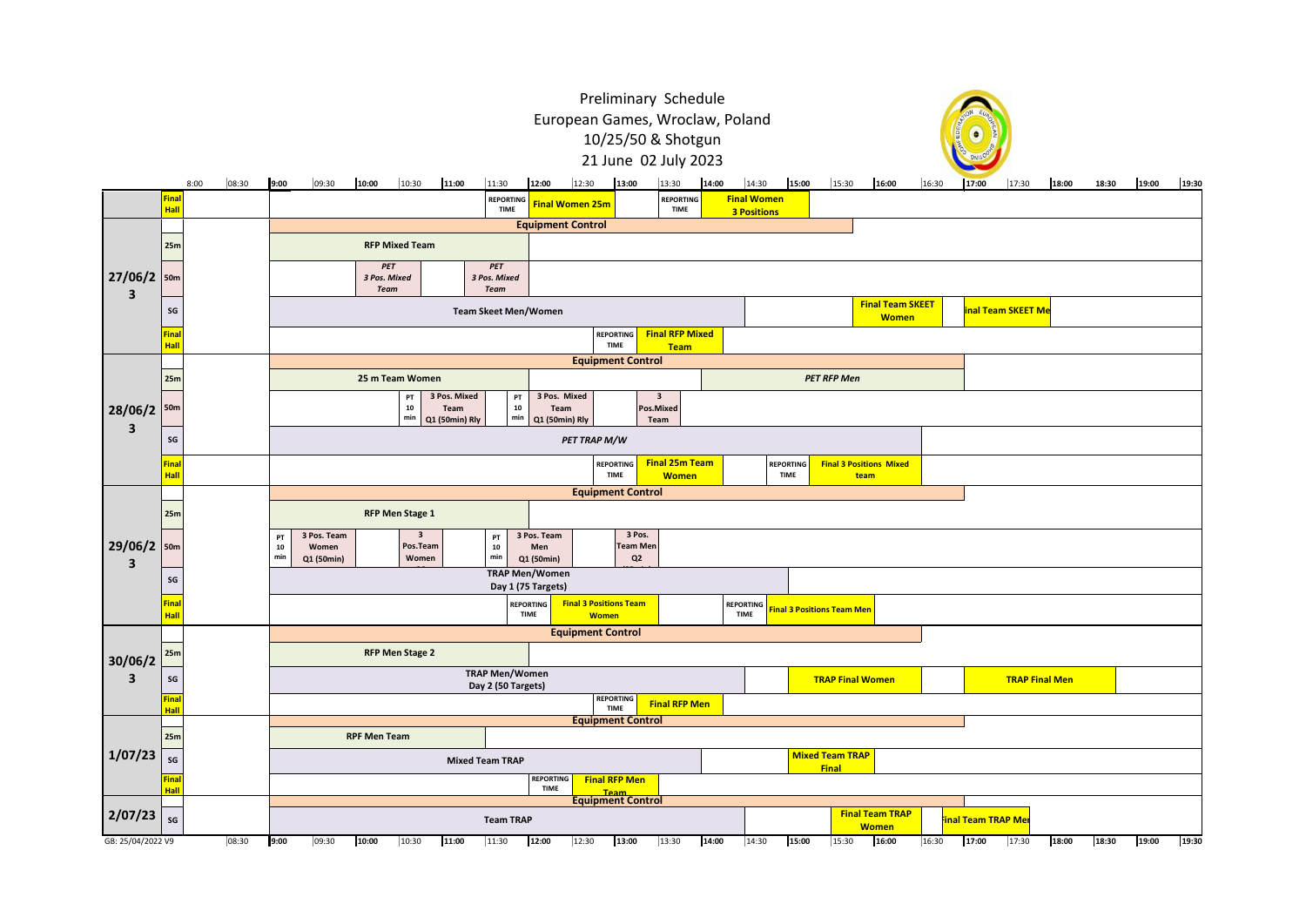# Preliminary Schedule
# European Games, Wroclaw, Poland
# 10/25/50 & Shotgun
# 21 June 02 July 2023

Time axis: 8:00 | 08:30 | 9:00 | 09:30 | 10:00 | 10:30 | 11:00 | 11:30 | 12:00 | 12:30 | 13:00 | 13:30 | 14:00 | 14:30 | 15:00 | 15:30 | 16:00 | 16:30 | 17:00 | 17:30 | 18:00 | 18:30 | 19:00 | 19:30

| Date | Venue | Events (in order, left to right) |
| --- | --- | --- |
| | Final Hall | REPORTING TIME; Final Women 25m; REPORTING TIME; Final Women 3 Positions |
| 27/06/23 | | Equipment Control |
| | 25m | RFP Mixed Team |
| | 50m | PET 3 Pos. Mixed Team; PET 3 Pos. Mixed Team |
| | SG | Team Skeet Men/Women; Final Team SKEET Women; Final Team SKEET Men |
| | Final Hall | REPORTING TIME; Final RFP Mixed Team |
| 28/06/23 | | Equipment Control |
| | 25m | 25 m Team Women; PET RFP Men |
| | 50m | PT 10 min; 3 Pos. Mixed Team Q1 (50min) Rly; PT 10 min; 3 Pos. Mixed Team Q1 (50min) Rly; 3 Pos.Mixed Team |
| | SG | PET TRAP M/W |
| | Final Hall | REPORTING TIME; Final 25m Team Women; REPORTING TIME; Final 3 Positions Mixed team |
| 29/06/23 | | Equipment Control |
| | 25m | RFP Men Stage 1 |
| | 50m | PT 10 min; 3 Pos. Team Women Q1 (50min); 3 Pos.Team Women; PT 10 min; 3 Pos. Team Men Q1 (50min); 3 Pos. Team Men Q2 |
| | SG | TRAP Men/Women Day 1 (75 Targets) |
| | Final Hall | REPORTING TIME; Final 3 Positions Team Women; REPORTING TIME; Final 3 Positions Team Men |
| 30/06/23 | | Equipment Control |
| | 25m | RFP Men Stage 2 |
| | SG | TRAP Men/Women Day 2 (50 Targets); TRAP Final Women; TRAP Final Men |
| | Final Hall | REPORTING TIME; Final RFP Men |
| 1/07/23 | | Equipment Control |
| | 25m | RPF Men Team |
| | SG | Mixed Team TRAP; Mixed Team TRAP Final |
| | Final Hall | REPORTING TIME; Final RFP Men Team |
| 2/07/23 | | Equipment Control |
| | SG | Team TRAP; Final Team TRAP Women; Final Team TRAP Men |

GB: 25/04/2022 V9